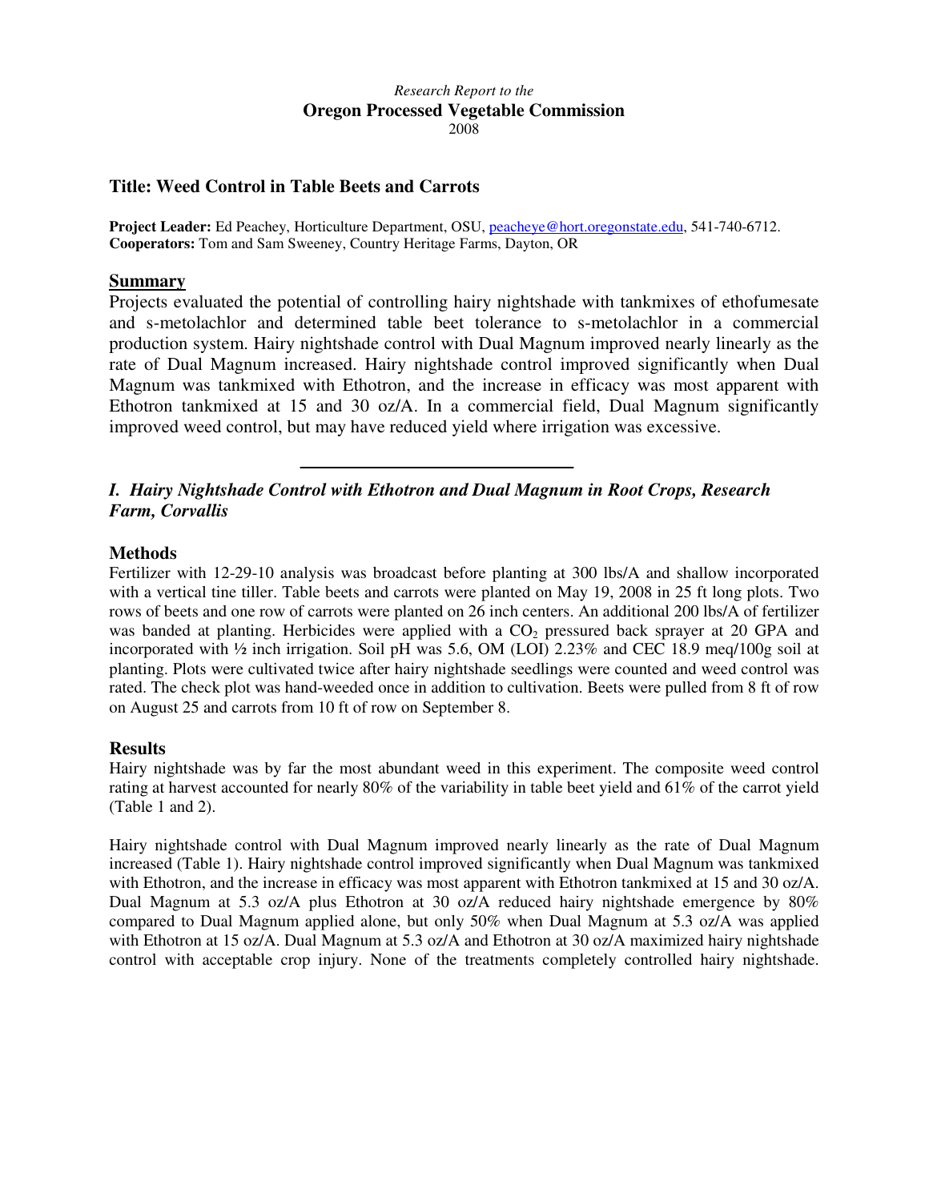*Research Report to the*
**Oregon Processed Vegetable Commission**
2008

## Title: Weed Control in Table Beets and Carrots

**Project Leader:** Ed Peachey, Horticulture Department, OSU, peacheye@hort.oregonstate.edu, 541-740-6712.
**Cooperators:** Tom and Sam Sweeney, Country Heritage Farms, Dayton, OR

### Summary

Projects evaluated the potential of controlling hairy nightshade with tankmixes of ethofumesate and s-metolachlor and determined table beet tolerance to s-metolachlor in a commercial production system. Hairy nightshade control with Dual Magnum improved nearly linearly as the rate of Dual Magnum increased. Hairy nightshade control improved significantly when Dual Magnum was tankmixed with Ethotron, and the increase in efficacy was most apparent with Ethotron tankmixed at 15 and 30 oz/A. In a commercial field, Dual Magnum significantly improved weed control, but may have reduced yield where irrigation was excessive.

---

## *I. Hairy Nightshade Control with Ethotron and Dual Magnum in Root Crops, Research Farm, Corvallis*

### Methods

Fertilizer with 12-29-10 analysis was broadcast before planting at 300 lbs/A and shallow incorporated with a vertical tine tiller. Table beets and carrots were planted on May 19, 2008 in 25 ft long plots. Two rows of beets and one row of carrots were planted on 26 inch centers. An additional 200 lbs/A of fertilizer was banded at planting. Herbicides were applied with a $CO_2$ pressured back sprayer at 20 GPA and incorporated with ½ inch irrigation. Soil pH was 5.6, OM (LOI) 2.23% and CEC 18.9 meq/100g soil at planting. Plots were cultivated twice after hairy nightshade seedlings were counted and weed control was rated. The check plot was hand-weeded once in addition to cultivation. Beets were pulled from 8 ft of row on August 25 and carrots from 10 ft of row on September 8.

### Results

Hairy nightshade was by far the most abundant weed in this experiment. The composite weed control rating at harvest accounted for nearly 80% of the variability in table beet yield and 61% of the carrot yield (Table 1 and 2).

Hairy nightshade control with Dual Magnum improved nearly linearly as the rate of Dual Magnum increased (Table 1). Hairy nightshade control improved significantly when Dual Magnum was tankmixed with Ethotron, and the increase in efficacy was most apparent with Ethotron tankmixed at 15 and 30 oz/A. Dual Magnum at 5.3 oz/A plus Ethotron at 30 oz/A reduced hairy nightshade emergence by 80% compared to Dual Magnum applied alone, but only 50% when Dual Magnum at 5.3 oz/A was applied with Ethotron at 15 oz/A. Dual Magnum at 5.3 oz/A and Ethotron at 30 oz/A maximized hairy nightshade control with acceptable crop injury. None of the treatments completely controlled hairy nightshade.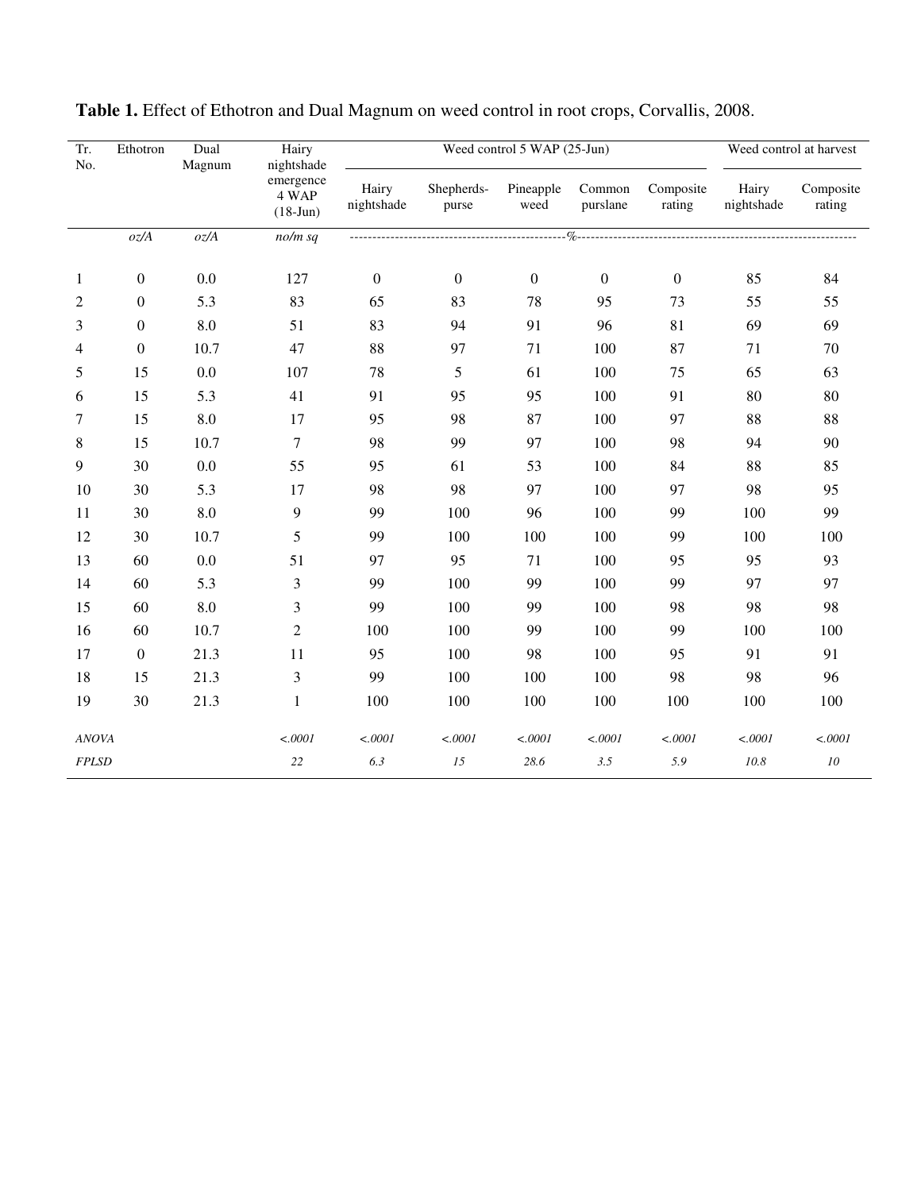**Table 1.** Effect of Ethotron and Dual Magnum on weed control in root crops, Corvallis, 2008.

| Tr. No. | Ethotron | Dual Magnum | Hairy nightshade emergence 4 WAP (18-Jun) | Weed control 5 WAP (25-Jun) | | | | | Weed control at harvest | |
|---|---|---|---|---|---|---|---|---|---|---|
| | | | | Hairy nightshade | Shepherds-purse | Pineapple weed | Common purslane | Composite rating | Hairy nightshade | Composite rating |
| | *oz/A* | *oz/A* | *no/m sq* | % | | | | | | |
| 1 | 0 | 0.0 | 127 | 0 | 0 | 0 | 0 | 0 | 85 | 84 |
| 2 | 0 | 5.3 | 83 | 65 | 83 | 78 | 95 | 73 | 55 | 55 |
| 3 | 0 | 8.0 | 51 | 83 | 94 | 91 | 96 | 81 | 69 | 69 |
| 4 | 0 | 10.7 | 47 | 88 | 97 | 71 | 100 | 87 | 71 | 70 |
| 5 | 15 | 0.0 | 107 | 78 | 5 | 61 | 100 | 75 | 65 | 63 |
| 6 | 15 | 5.3 | 41 | 91 | 95 | 95 | 100 | 91 | 80 | 80 |
| 7 | 15 | 8.0 | 17 | 95 | 98 | 87 | 100 | 97 | 88 | 88 |
| 8 | 15 | 10.7 | 7 | 98 | 99 | 97 | 100 | 98 | 94 | 90 |
| 9 | 30 | 0.0 | 55 | 95 | 61 | 53 | 100 | 84 | 88 | 85 |
| 10 | 30 | 5.3 | 17 | 98 | 98 | 97 | 100 | 97 | 98 | 95 |
| 11 | 30 | 8.0 | 9 | 99 | 100 | 96 | 100 | 99 | 100 | 99 |
| 12 | 30 | 10.7 | 5 | 99 | 100 | 100 | 100 | 99 | 100 | 100 |
| 13 | 60 | 0.0 | 51 | 97 | 95 | 71 | 100 | 95 | 95 | 93 |
| 14 | 60 | 5.3 | 3 | 99 | 100 | 99 | 100 | 99 | 97 | 97 |
| 15 | 60 | 8.0 | 3 | 99 | 100 | 99 | 100 | 98 | 98 | 98 |
| 16 | 60 | 10.7 | 2 | 100 | 100 | 99 | 100 | 99 | 100 | 100 |
| 17 | 0 | 21.3 | 11 | 95 | 100 | 98 | 100 | 95 | 91 | 91 |
| 18 | 15 | 21.3 | 3 | 99 | 100 | 100 | 100 | 98 | 98 | 96 |
| 19 | 30 | 21.3 | 1 | 100 | 100 | 100 | 100 | 100 | 100 | 100 |
| *ANOVA* | | | *<.0001* | *<.0001* | *<.0001* | *<.0001* | *<.0001* | *<.0001* | *<.0001* | *<.0001* |
| *FPLSD* | | | *22* | *6.3* | *15* | *28.6* | *3.5* | *5.9* | *10.8* | *10* |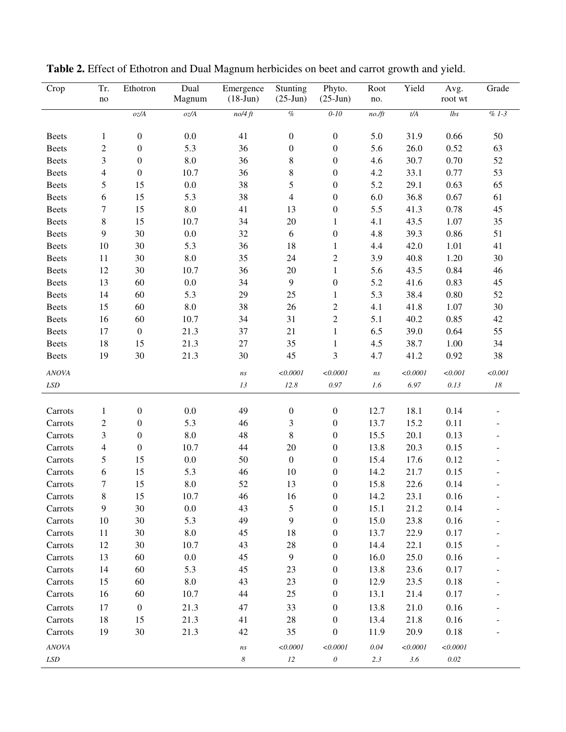**Table 2.** Effect of Ethotron and Dual Magnum herbicides on beet and carrot growth and yield.

| Crop | Tr. no | Ethotron | Dual Magnum | Emergence (18-Jun) | Stunting (25-Jun) | Phyto. (25-Jun) | Root no. | Yield | Avg. root wt | Grade |
|---|---|---|---|---|---|---|---|---|---|---|
| | | *oz/A* | *oz/A* | *no/4 ft* | *%* | *0-10* | *no./ft* | *t/A* | *lbs* | *% 1-3* |
| Beets | 1 | 0 | 0.0 | 41 | 0 | 0 | 5.0 | 31.9 | 0.66 | 50 |
| Beets | 2 | 0 | 5.3 | 36 | 0 | 0 | 5.6 | 26.0 | 0.52 | 63 |
| Beets | 3 | 0 | 8.0 | 36 | 8 | 0 | 4.6 | 30.7 | 0.70 | 52 |
| Beets | 4 | 0 | 10.7 | 36 | 8 | 0 | 4.2 | 33.1 | 0.77 | 53 |
| Beets | 5 | 15 | 0.0 | 38 | 5 | 0 | 5.2 | 29.1 | 0.63 | 65 |
| Beets | 6 | 15 | 5.3 | 38 | 4 | 0 | 6.0 | 36.8 | 0.67 | 61 |
| Beets | 7 | 15 | 8.0 | 41 | 13 | 0 | 5.5 | 41.3 | 0.78 | 45 |
| Beets | 8 | 15 | 10.7 | 34 | 20 | 1 | 4.1 | 43.5 | 1.07 | 35 |
| Beets | 9 | 30 | 0.0 | 32 | 6 | 0 | 4.8 | 39.3 | 0.86 | 51 |
| Beets | 10 | 30 | 5.3 | 36 | 18 | 1 | 4.4 | 42.0 | 1.01 | 41 |
| Beets | 11 | 30 | 8.0 | 35 | 24 | 2 | 3.9 | 40.8 | 1.20 | 30 |
| Beets | 12 | 30 | 10.7 | 36 | 20 | 1 | 5.6 | 43.5 | 0.84 | 46 |
| Beets | 13 | 60 | 0.0 | 34 | 9 | 0 | 5.2 | 41.6 | 0.83 | 45 |
| Beets | 14 | 60 | 5.3 | 29 | 25 | 1 | 5.3 | 38.4 | 0.80 | 52 |
| Beets | 15 | 60 | 8.0 | 38 | 26 | 2 | 4.1 | 41.8 | 1.07 | 30 |
| Beets | 16 | 60 | 10.7 | 34 | 31 | 2 | 5.1 | 40.2 | 0.85 | 42 |
| Beets | 17 | 0 | 21.3 | 37 | 21 | 1 | 6.5 | 39.0 | 0.64 | 55 |
| Beets | 18 | 15 | 21.3 | 27 | 35 | 1 | 4.5 | 38.7 | 1.00 | 34 |
| Beets | 19 | 30 | 21.3 | 30 | 45 | 3 | 4.7 | 41.2 | 0.92 | 38 |
| *ANOVA* | | | | *ns* | *<0.0001* | *<0.0001* | *ns* | *<0.0001* | *<0.001* | *<0.001* |
| *LSD* | | | | *13* | *12.8* | *0.97* | *1.6* | *6.97* | *0.13* | *18* |
| Carrots | 1 | 0 | 0.0 | 49 | 0 | 0 | 12.7 | 18.1 | 0.14 | - |
| Carrots | 2 | 0 | 5.3 | 46 | 3 | 0 | 13.7 | 15.2 | 0.11 | - |
| Carrots | 3 | 0 | 8.0 | 48 | 8 | 0 | 15.5 | 20.1 | 0.13 | - |
| Carrots | 4 | 0 | 10.7 | 44 | 20 | 0 | 13.8 | 20.3 | 0.15 | - |
| Carrots | 5 | 15 | 0.0 | 50 | 0 | 0 | 15.4 | 17.6 | 0.12 | - |
| Carrots | 6 | 15 | 5.3 | 46 | 10 | 0 | 14.2 | 21.7 | 0.15 | - |
| Carrots | 7 | 15 | 8.0 | 52 | 13 | 0 | 15.8 | 22.6 | 0.14 | - |
| Carrots | 8 | 15 | 10.7 | 46 | 16 | 0 | 14.2 | 23.1 | 0.16 | - |
| Carrots | 9 | 30 | 0.0 | 43 | 5 | 0 | 15.1 | 21.2 | 0.14 | - |
| Carrots | 10 | 30 | 5.3 | 49 | 9 | 0 | 15.0 | 23.8 | 0.16 | - |
| Carrots | 11 | 30 | 8.0 | 45 | 18 | 0 | 13.7 | 22.9 | 0.17 | - |
| Carrots | 12 | 30 | 10.7 | 43 | 28 | 0 | 14.4 | 22.1 | 0.15 | - |
| Carrots | 13 | 60 | 0.0 | 45 | 9 | 0 | 16.0 | 25.0 | 0.16 | - |
| Carrots | 14 | 60 | 5.3 | 45 | 23 | 0 | 13.8 | 23.6 | 0.17 | - |
| Carrots | 15 | 60 | 8.0 | 43 | 23 | 0 | 12.9 | 23.5 | 0.18 | - |
| Carrots | 16 | 60 | 10.7 | 44 | 25 | 0 | 13.1 | 21.4 | 0.17 | - |
| Carrots | 17 | 0 | 21.3 | 47 | 33 | 0 | 13.8 | 21.0 | 0.16 | - |
| Carrots | 18 | 15 | 21.3 | 41 | 28 | 0 | 13.4 | 21.8 | 0.16 | - |
| Carrots | 19 | 30 | 21.3 | 42 | 35 | 0 | 11.9 | 20.9 | 0.18 | - |
| *ANOVA* | | | | *ns* | *<0.0001* | *<0.0001* | *0.04* | *<0.0001* | *<0.0001* | |
| *LSD* | | | | *8* | *12* | *0* | *2.3* | *3.6* | *0.02* | |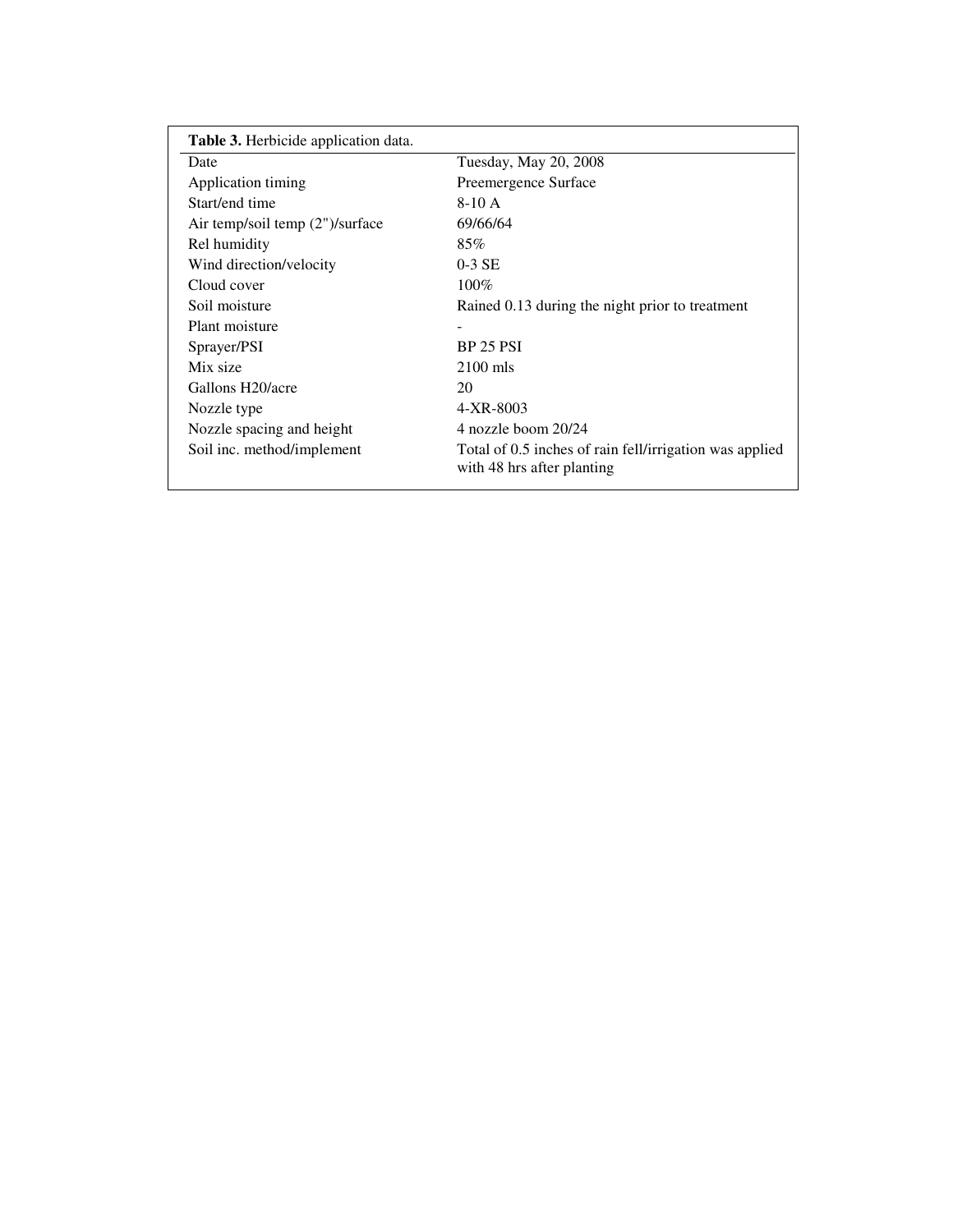**Table 3.** Herbicide application data.

| | |
|---|---|
| Date | Tuesday, May 20, 2008 |
| Application timing | Preemergence Surface |
| Start/end time | 8-10 A |
| Air temp/soil temp (2")/surface | 69/66/64 |
| Rel humidity | 85% |
| Wind direction/velocity | 0-3 SE |
| Cloud cover | 100% |
| Soil moisture | Rained 0.13 during the night prior to treatment |
| Plant moisture | - |
| Sprayer/PSI | BP 25 PSI |
| Mix size | 2100 mls |
| Gallons H20/acre | 20 |
| Nozzle type | 4-XR-8003 |
| Nozzle spacing and height | 4 nozzle boom 20/24 |
| Soil inc. method/implement | Total of 0.5 inches of rain fell/irrigation was applied with 48 hrs after planting |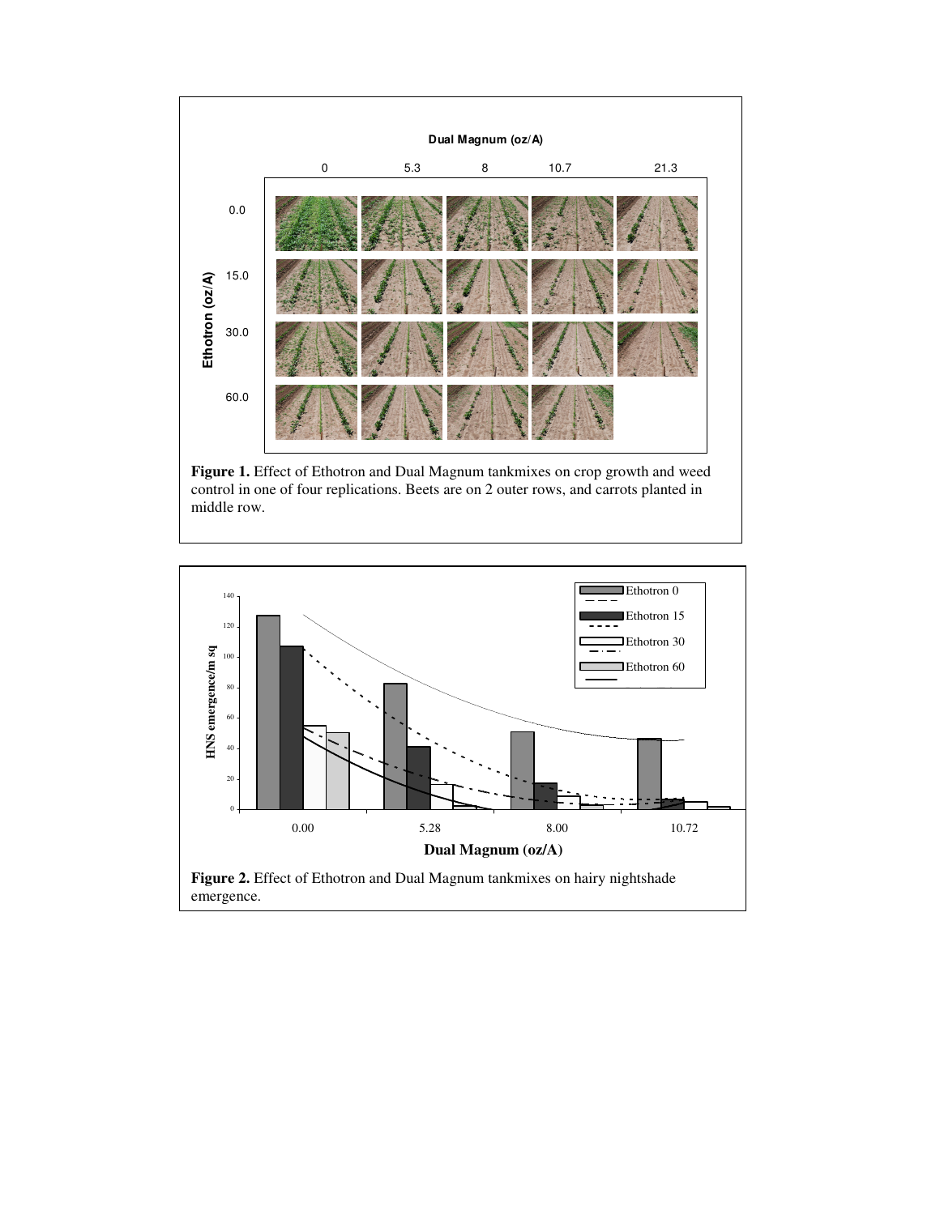**Figure 1.** Effect of Ethotron and Dual Magnum tankmixes on crop growth and weed control in one of four replications. Beets are on 2 outer rows, and carrots planted in middle row.

**Figure 2.** Effect of Ethotron and Dual Magnum tankmixes on hairy nightshade emergence.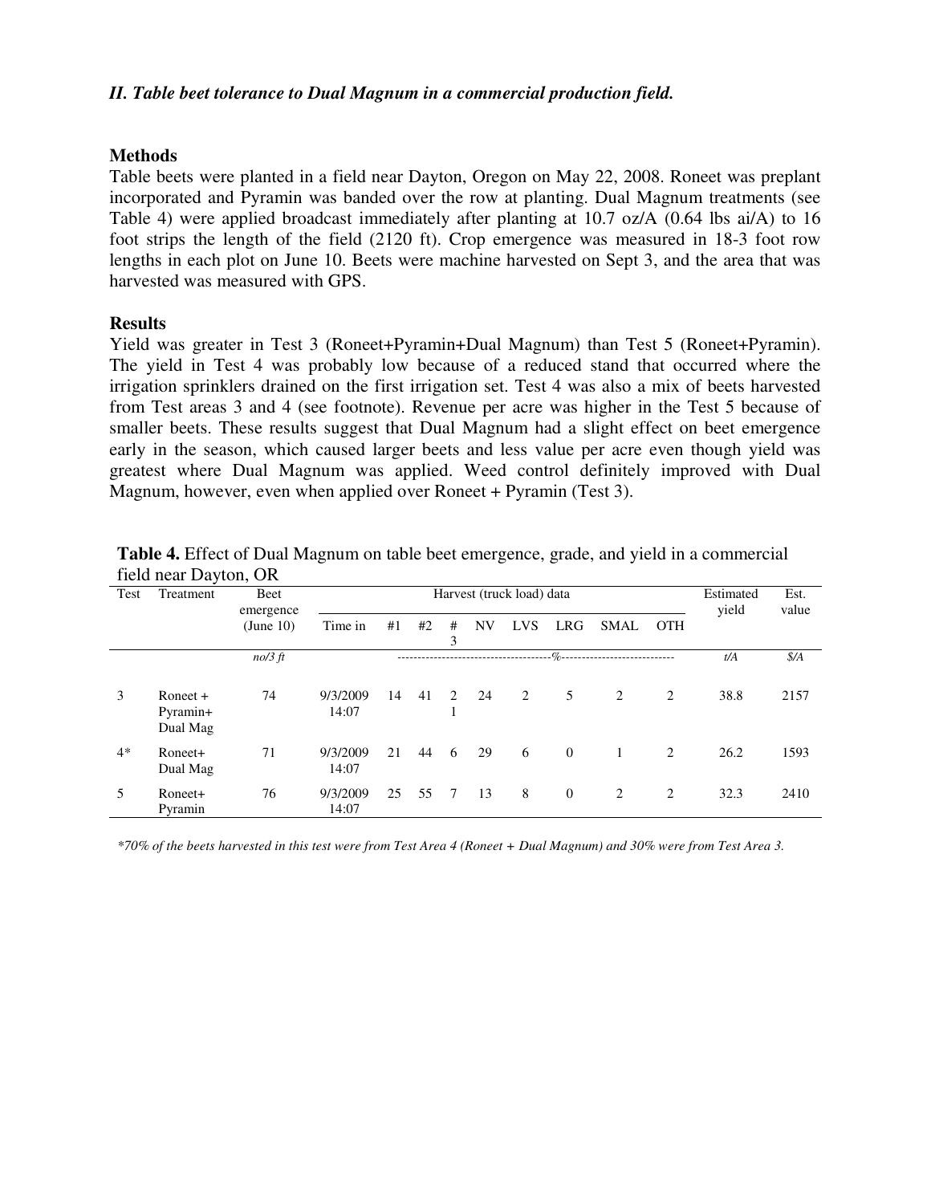### *II. Table beet tolerance to Dual Magnum in a commercial production field.*

**Methods**

Table beets were planted in a field near Dayton, Oregon on May 22, 2008. Roneet was preplant incorporated and Pyramin was banded over the row at planting. Dual Magnum treatments (see Table 4) were applied broadcast immediately after planting at 10.7 oz/A (0.64 lbs ai/A) to 16 foot strips the length of the field (2120 ft). Crop emergence was measured in 18-3 foot row lengths in each plot on June 10. Beets were machine harvested on Sept 3, and the area that was harvested was measured with GPS.

**Results**

Yield was greater in Test 3 (Roneet+Pyramin+Dual Magnum) than Test 5 (Roneet+Pyramin). The yield in Test 4 was probably low because of a reduced stand that occurred where the irrigation sprinklers drained on the first irrigation set. Test 4 was also a mix of beets harvested from Test areas 3 and 4 (see footnote). Revenue per acre was higher in the Test 5 because of smaller beets. These results suggest that Dual Magnum had a slight effect on beet emergence early in the season, which caused larger beets and less value per acre even though yield was greatest where Dual Magnum was applied. Weed control definitely improved with Dual Magnum, however, even when applied over Roneet + Pyramin (Test 3).

**Table 4.** Effect of Dual Magnum on table beet emergence, grade, and yield in a commercial field near Dayton, OR

| Test | Treatment | Beet emergence (June 10) | Harvest (truck load) data | | | | | | | | | Estimated yield | Est. value |
|---|---|---|---|---|---|---|---|---|---|---|---|---|---|
| | | | Time in | #1 | #2 | #3 | NV | LVS | LRG | SMAL | OTH | | |
| | | *no/3 ft* | | % | | | | | | | | *t/A* | *$/A* |
| 3 | Roneet + Pyramin+ Dual Mag | 74 | 9/3/2009 14:07 | 14 | 41 | 21 | 24 | 2 | 5 | 2 | 2 | 38.8 | 2157 |
| 4* | Roneet+ Dual Mag | 71 | 9/3/2009 14:07 | 21 | 44 | 6 | 29 | 6 | 0 | 1 | 2 | 26.2 | 1593 |
| 5 | Roneet+ Pyramin | 76 | 9/3/2009 14:07 | 25 | 55 | 7 | 13 | 8 | 0 | 2 | 2 | 32.3 | 2410 |

*\*70% of the beets harvested in this test were from Test Area 4 (Roneet + Dual Magnum) and 30% were from Test Area 3.*